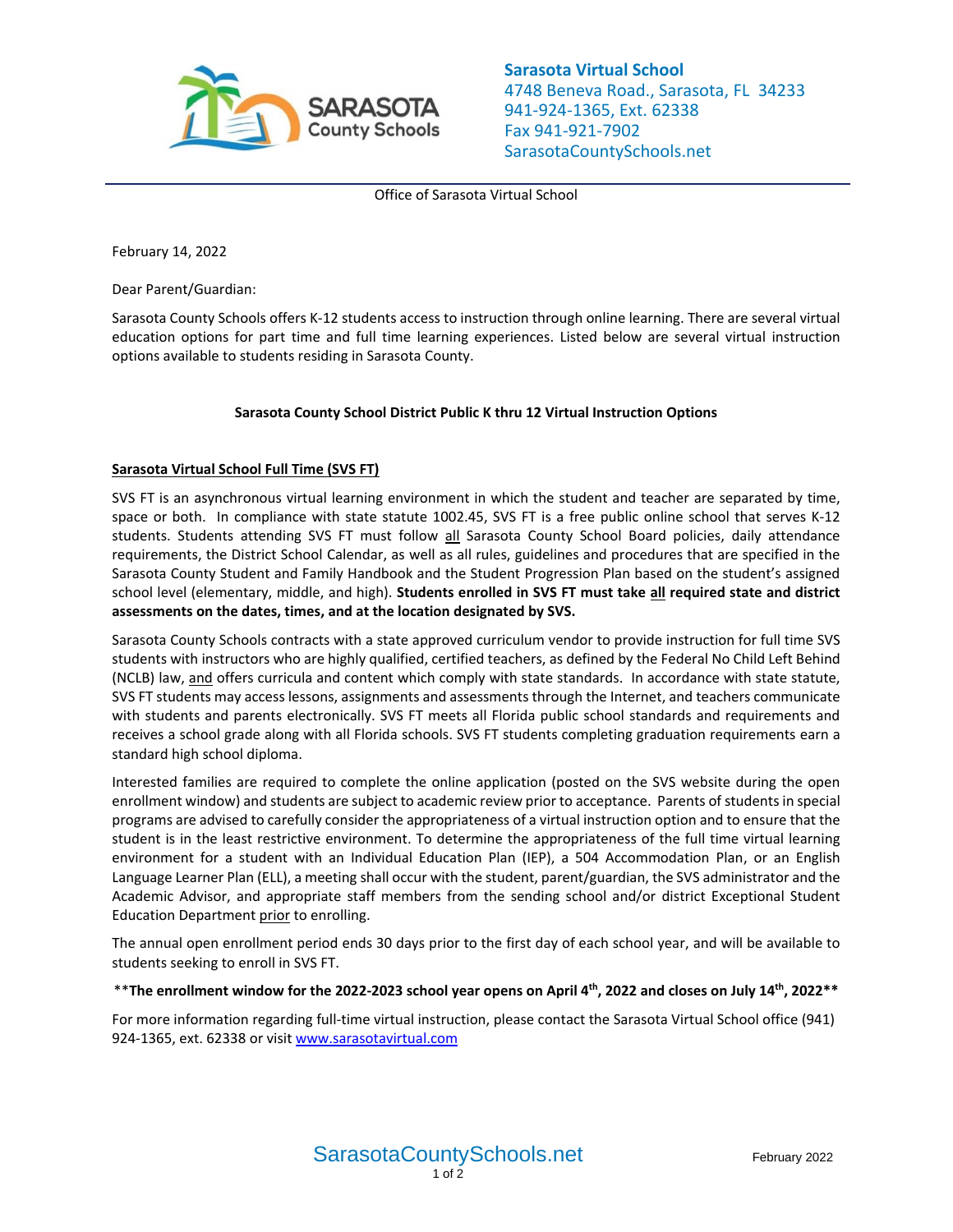**Sarasota Virtual School**
4748 Beneva Road., Sarasota, FL 34233
941-924-1365, Ext. 62338
Fax 941-921-7902
SarasotaCountySchools.net

Office of Sarasota Virtual School

February 14, 2022

Dear Parent/Guardian:

Sarasota County Schools offers K-12 students access to instruction through online learning. There are several virtual education options for part time and full time learning experiences. Listed below are several virtual instruction options available to students residing in Sarasota County.

**Sarasota County School District Public K thru 12 Virtual Instruction Options**

**Sarasota Virtual School Full Time (SVS FT)**

SVS FT is an asynchronous virtual learning environment in which the student and teacher are separated by time, space or both. In compliance with state statute 1002.45, SVS FT is a free public online school that serves K-12 students. Students attending SVS FT must follow all Sarasota County School Board policies, daily attendance requirements, the District School Calendar, as well as all rules, guidelines and procedures that are specified in the Sarasota County Student and Family Handbook and the Student Progression Plan based on the student's assigned school level (elementary, middle, and high). **Students enrolled in SVS FT must take all required state and district assessments on the dates, times, and at the location designated by SVS.**

Sarasota County Schools contracts with a state approved curriculum vendor to provide instruction for full time SVS students with instructors who are highly qualified, certified teachers, as defined by the Federal No Child Left Behind (NCLB) law, and offers curricula and content which comply with state standards. In accordance with state statute, SVS FT students may access lessons, assignments and assessments through the Internet, and teachers communicate with students and parents electronically. SVS FT meets all Florida public school standards and requirements and receives a school grade along with all Florida schools. SVS FT students completing graduation requirements earn a standard high school diploma.

Interested families are required to complete the online application (posted on the SVS website during the open enrollment window) and students are subject to academic review prior to acceptance. Parents of students in special programs are advised to carefully consider the appropriateness of a virtual instruction option and to ensure that the student is in the least restrictive environment. To determine the appropriateness of the full time virtual learning environment for a student with an Individual Education Plan (IEP), a 504 Accommodation Plan, or an English Language Learner Plan (ELL), a meeting shall occur with the student, parent/guardian, the SVS administrator and the Academic Advisor, and appropriate staff members from the sending school and/or district Exceptional Student Education Department prior to enrolling.

The annual open enrollment period ends 30 days prior to the first day of each school year, and will be available to students seeking to enroll in SVS FT.

\*\***The enrollment window for the 2022-2023 school year opens on April 4th, 2022 and closes on July 14th, 2022**\*\*

For more information regarding full-time virtual instruction, please contact the Sarasota Virtual School office (941) 924-1365, ext. 62338 or visit [www.sarasotavirtual.com](http://www.sarasotavirtual.com)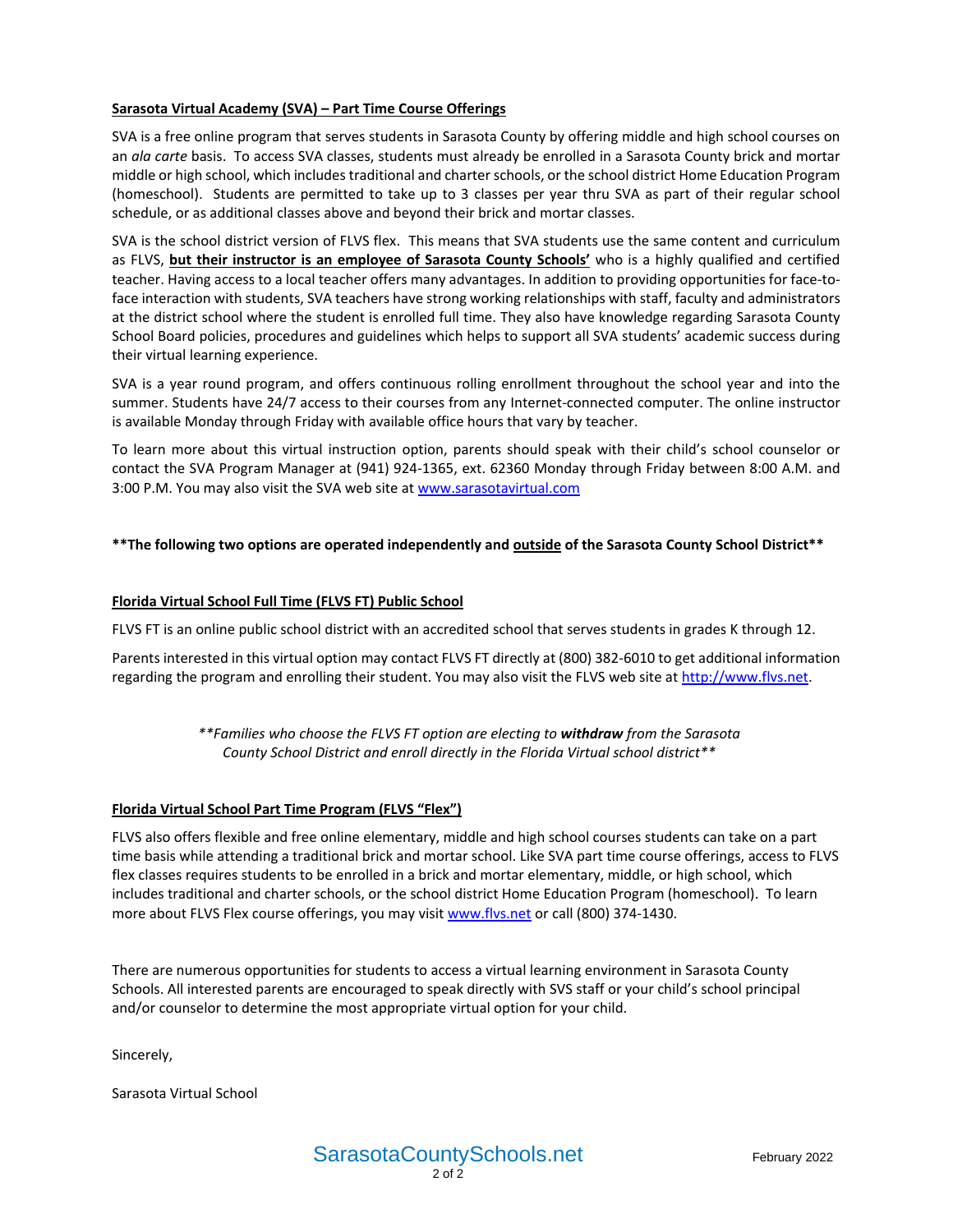**<u>Sarasota Virtual Academy (SVA) – Part Time Course Offerings</u>**

SVA is a free online program that serves students in Sarasota County by offering middle and high school courses on an *ala carte* basis. To access SVA classes, students must already be enrolled in a Sarasota County brick and mortar middle or high school, which includes traditional and charter schools, or the school district Home Education Program (homeschool). Students are permitted to take up to 3 classes per year thru SVA as part of their regular school schedule, or as additional classes above and beyond their brick and mortar classes.

SVA is the school district version of FLVS flex. This means that SVA students use the same content and curriculum as FLVS, **<u>but their instructor is an employee of Sarasota County Schools'</u>** who is a highly qualified and certified teacher. Having access to a local teacher offers many advantages. In addition to providing opportunities for face-to-face interaction with students, SVA teachers have strong working relationships with staff, faculty and administrators at the district school where the student is enrolled full time. They also have knowledge regarding Sarasota County School Board policies, procedures and guidelines which helps to support all SVA students' academic success during their virtual learning experience.

SVA is a year round program, and offers continuous rolling enrollment throughout the school year and into the summer. Students have 24/7 access to their courses from any Internet-connected computer. The online instructor is available Monday through Friday with available office hours that vary by teacher.

To learn more about this virtual instruction option, parents should speak with their child's school counselor or contact the SVA Program Manager at (941) 924-1365, ext. 62360 Monday through Friday between 8:00 A.M. and 3:00 P.M. You may also visit the SVA web site at www.sarasotavirtual.com

**\*\*The following two options are operated independently and <u>outside</u> of the Sarasota County School District\*\***

**<u>Florida Virtual School Full Time (FLVS FT) Public School</u>**

FLVS FT is an online public school district with an accredited school that serves students in grades K through 12.

Parents interested in this virtual option may contact FLVS FT directly at (800) 382-6010 to get additional information regarding the program and enrolling their student. You may also visit the FLVS web site at http://www.flvs.net.

*\*\*Families who choose the FLVS FT option are electing to **withdraw** from the Sarasota County School District and enroll directly in the Florida Virtual school district\*\**

**<u>Florida Virtual School Part Time Program (FLVS "Flex")</u>**

FLVS also offers flexible and free online elementary, middle and high school courses students can take on a part time basis while attending a traditional brick and mortar school. Like SVA part time course offerings, access to FLVS flex classes requires students to be enrolled in a brick and mortar elementary, middle, or high school, which includes traditional and charter schools, or the school district Home Education Program (homeschool). To learn more about FLVS Flex course offerings, you may visit www.flvs.net or call (800) 374-1430.

There are numerous opportunities for students to access a virtual learning environment in Sarasota County Schools. All interested parents are encouraged to speak directly with SVS staff or your child's school principal and/or counselor to determine the most appropriate virtual option for your child.

Sincerely,

Sarasota Virtual School

SarasotaCountySchools.net

February 2022